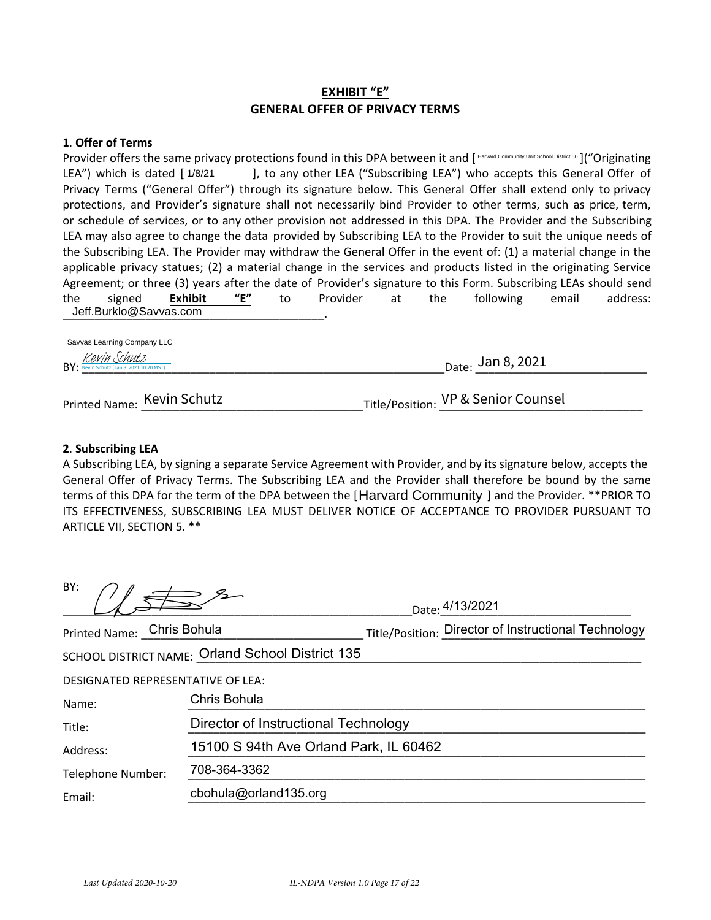# EXHIBIT "E"

## GENERAL OFFER OF PRIVACY TERMS

**1. Offer of Terms**

Provider offers the same privacy protections found in this DPA between it and [ Harvard Community Unit School District 50 ]("Originating LEA") which is dated [ 1/8/21 ], to any other LEA ("Subscribing LEA") who accepts this General Offer of Privacy Terms ("General Offer") through its signature below. This General Offer shall extend only to privacy protections, and Provider's signature shall not necessarily bind Provider to other terms, such as price, term, or schedule of services, or to any other provision not addressed in this DPA. The Provider and the Subscribing LEA may also agree to change the data provided by Subscribing LEA to the Provider to suit the unique needs of the Subscribing LEA. The Provider may withdraw the General Offer in the event of: (1) a material change in the applicable privacy statues; (2) a material change in the services and products listed in the originating Service Agreement; or three (3) years after the date of Provider's signature to this Form. Subscribing LEAs should send the signed **Exhibit "E"** to Provider at the following email address: Jeff.Burklo@Savvas.com.

Savvas Learning Company LLC

BY: *Kevin Schutz* (Kevin Schutz (Jan 8, 2021 10:20 MST)) Date: Jan 8, 2021

Printed Name: Kevin Schutz Title/Position: VP & Senior Counsel

**2. Subscribing LEA**

A Subscribing LEA, by signing a separate Service Agreement with Provider, and by its signature below, accepts the General Offer of Privacy Terms. The Subscribing LEA and the Provider shall therefore be bound by the same terms of this DPA for the term of the DPA between the [Harvard Community ] and the Provider. **PRIOR TO ITS EFFECTIVENESS, SUBSCRIBING LEA MUST DELIVER NOTICE OF ACCEPTANCE TO PROVIDER PURSUANT TO ARTICLE VII, SECTION 5. **

BY: [signature] Date: 4/13/2021

Printed Name: Chris Bohula Title/Position: Director of Instructional Technology

SCHOOL DISTRICT NAME: Orland School District 135

DESIGNATED REPRESENTATIVE OF LEA:

Name: Chris Bohula

Title: Director of Instructional Technology

Address: 15100 S 94th Ave Orland Park, IL 60462

Telephone Number: 708-364-3362

Email: cbohula@orland135.org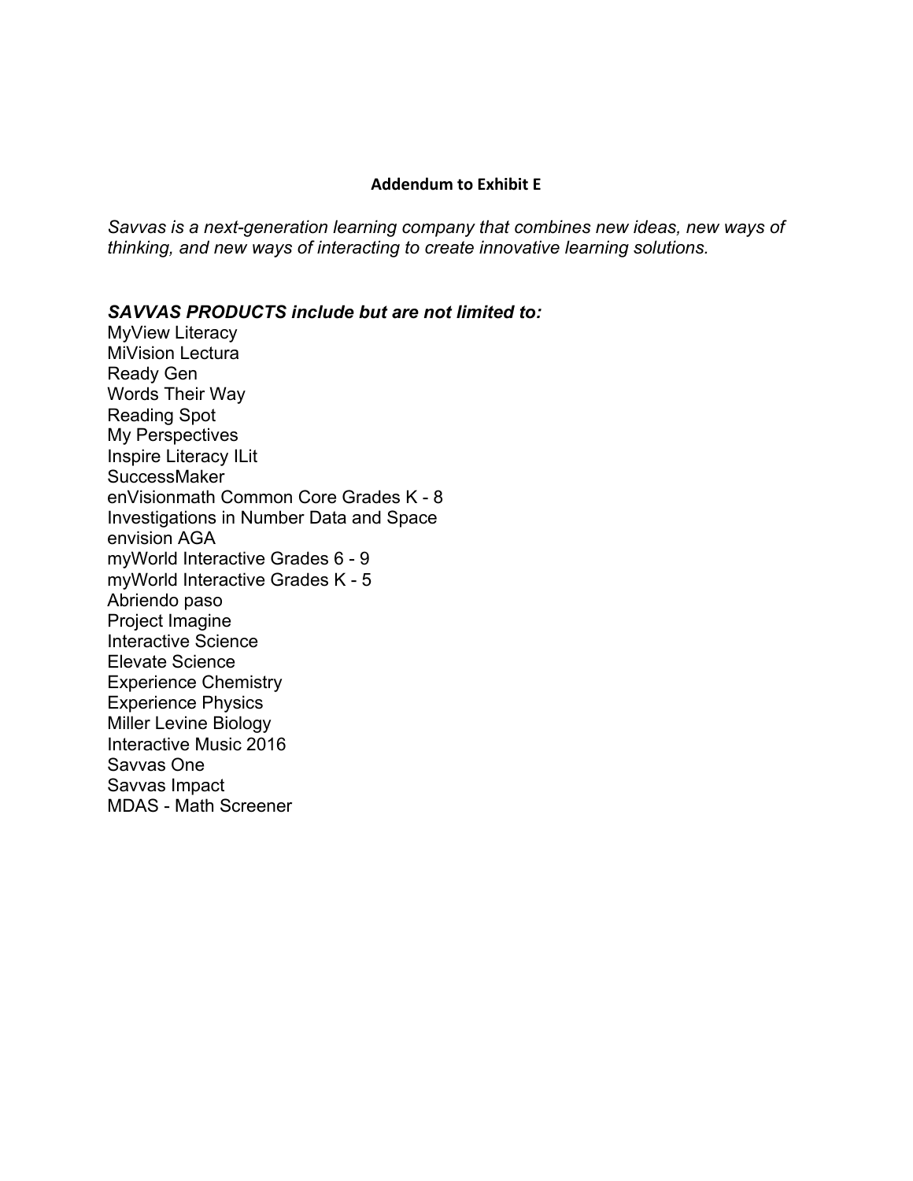**Addendum to Exhibit E**

*Savvas is a next-generation learning company that combines new ideas, new ways of thinking, and new ways of interacting to create innovative learning solutions.*

***SAVVAS PRODUCTS include but are not limited to:***

MyView Literacy
MiVision Lectura
Ready Gen
Words Their Way
Reading Spot
My Perspectives
Inspire Literacy ILit
SuccessMaker
enVisionmath Common Core Grades K - 8
Investigations in Number Data and Space
envision AGA
myWorld Interactive Grades 6 - 9
myWorld Interactive Grades K - 5
Abriendo paso
Project Imagine
Interactive Science
Elevate Science
Experience Chemistry
Experience Physics
Miller Levine Biology
Interactive Music 2016
Savvas One
Savvas Impact
MDAS - Math Screener